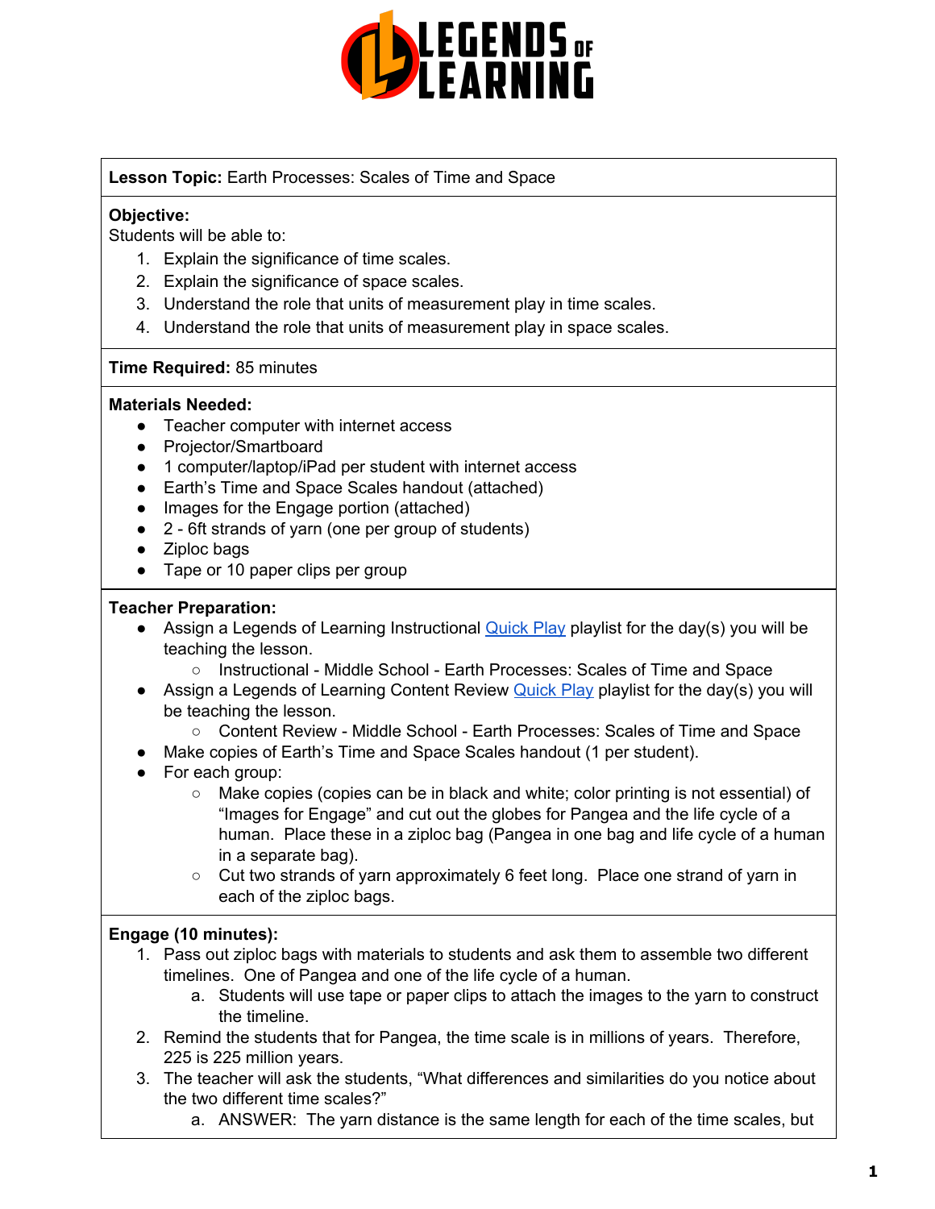**Lesson Topic:** Earth Processes: Scales of Time and Space

**Objective:**
Students will be able to:

1. Explain the significance of time scales.
2. Explain the significance of space scales.
3. Understand the role that units of measurement play in time scales.
4. Understand the role that units of measurement play in space scales.

**Time Required:** 85 minutes

**Materials Needed:**

- Teacher computer with internet access
- Projector/Smartboard
- 1 computer/laptop/iPad per student with internet access
- Earth's Time and Space Scales handout (attached)
- Images for the Engage portion (attached)
- 2 - 6ft strands of yarn (one per group of students)
- Ziploc bags
- Tape or 10 paper clips per group

**Teacher Preparation:**

- Assign a Legends of Learning Instructional Quick Play playlist for the day(s) you will be teaching the lesson.
  - Instructional - Middle School - Earth Processes: Scales of Time and Space
- Assign a Legends of Learning Content Review Quick Play playlist for the day(s) you will be teaching the lesson.
  - Content Review - Middle School - Earth Processes: Scales of Time and Space
- Make copies of Earth's Time and Space Scales handout (1 per student).
- For each group:
  - Make copies (copies can be in black and white; color printing is not essential) of "Images for Engage" and cut out the globes for Pangea and the life cycle of a human. Place these in a ziploc bag (Pangea in one bag and life cycle of a human in a separate bag).
  - Cut two strands of yarn approximately 6 feet long. Place one strand of yarn in each of the ziploc bags.

**Engage (10 minutes):**

1. Pass out ziploc bags with materials to students and ask them to assemble two different timelines. One of Pangea and one of the life cycle of a human.
   a. Students will use tape or paper clips to attach the images to the yarn to construct the timeline.
2. Remind the students that for Pangea, the time scale is in millions of years. Therefore, 225 is 225 million years.
3. The teacher will ask the students, "What differences and similarities do you notice about the two different time scales?"
   a. ANSWER: The yarn distance is the same length for each of the time scales, but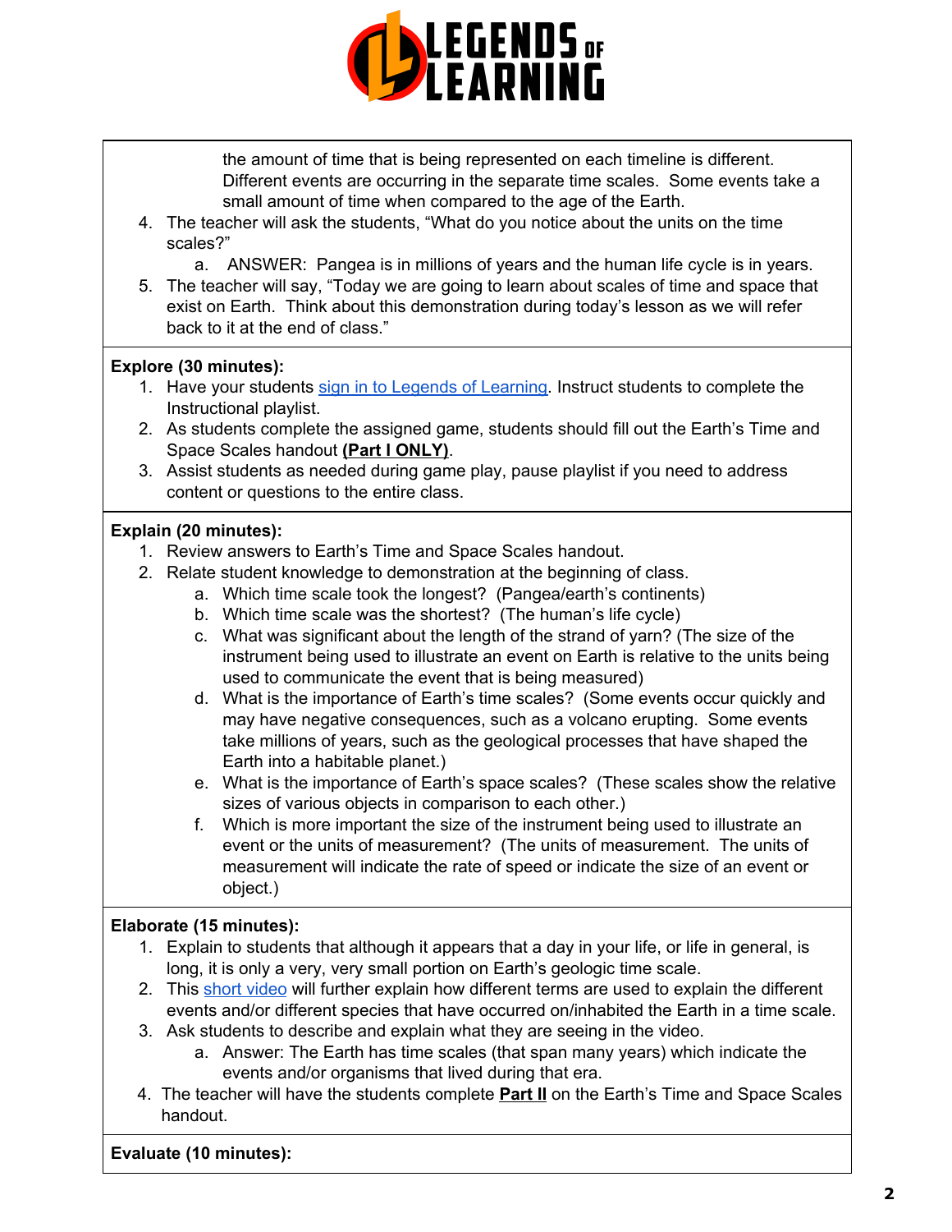the amount of time that is being represented on each timeline is different. Different events are occurring in the separate time scales. Some events take a small amount of time when compared to the age of the Earth.

4. The teacher will ask the students, "What do you notice about the units on the time scales?"
   a. ANSWER: Pangea is in millions of years and the human life cycle is in years.
5. The teacher will say, "Today we are going to learn about scales of time and space that exist on Earth. Think about this demonstration during today's lesson as we will refer back to it at the end of class."

**Explore (30 minutes):**

1. Have your students sign in to Legends of Learning. Instruct students to complete the Instructional playlist.
2. As students complete the assigned game, students should fill out the Earth's Time and Space Scales handout **(Part I ONLY)**.
3. Assist students as needed during game play, pause playlist if you need to address content or questions to the entire class.

**Explain (20 minutes):**

1. Review answers to Earth's Time and Space Scales handout.
2. Relate student knowledge to demonstration at the beginning of class.
   a. Which time scale took the longest? (Pangea/earth's continents)
   b. Which time scale was the shortest? (The human's life cycle)
   c. What was significant about the length of the strand of yarn? (The size of the instrument being used to illustrate an event on Earth is relative to the units being used to communicate the event that is being measured)
   d. What is the importance of Earth's time scales? (Some events occur quickly and may have negative consequences, such as a volcano erupting. Some events take millions of years, such as the geological processes that have shaped the Earth into a habitable planet.)
   e. What is the importance of Earth's space scales? (These scales show the relative sizes of various objects in comparison to each other.)
   f. Which is more important the size of the instrument being used to illustrate an event or the units of measurement? (The units of measurement. The units of measurement will indicate the rate of speed or indicate the size of an event or object.)

**Elaborate (15 minutes):**

1. Explain to students that although it appears that a day in your life, or life in general, is long, it is only a very, very small portion on Earth's geologic time scale.
2. This short video will further explain how different terms are used to explain the different events and/or different species that have occurred on/inhabited the Earth in a time scale.
3. Ask students to describe and explain what they are seeing in the video.
   a. Answer: The Earth has time scales (that span many years) which indicate the events and/or organisms that lived during that era.
4. The teacher will have the students complete **Part II** on the Earth's Time and Space Scales handout.

**Evaluate (10 minutes):**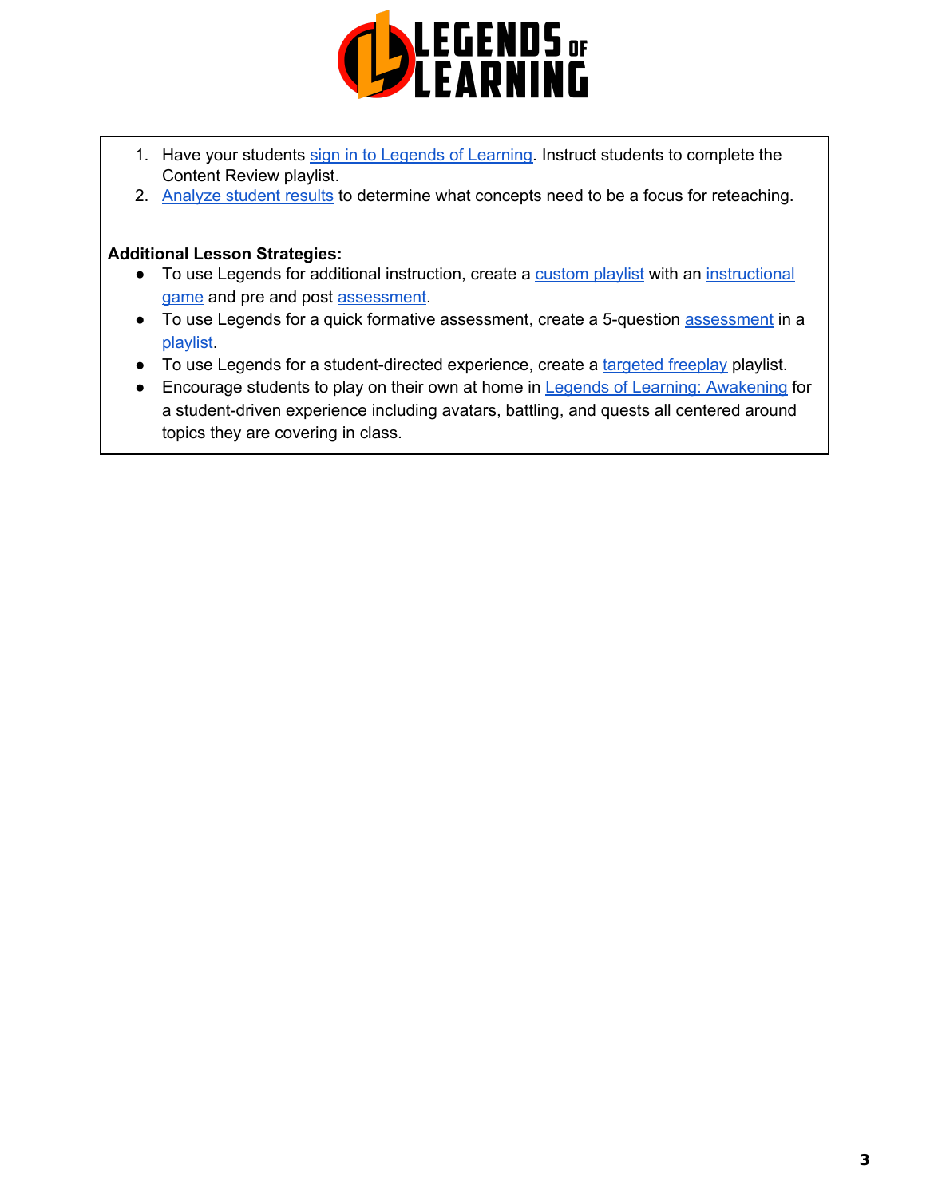1. Have your students sign in to Legends of Learning. Instruct students to complete the Content Review playlist.
2. Analyze student results to determine what concepts need to be a focus for reteaching.

**Additional Lesson Strategies:**

- To use Legends for additional instruction, create a custom playlist with an instructional game and pre and post assessment.
- To use Legends for a quick formative assessment, create a 5-question assessment in a playlist.
- To use Legends for a student-directed experience, create a targeted freeplay playlist.
- Encourage students to play on their own at home in Legends of Learning: Awakening for a student-driven experience including avatars, battling, and quests all centered around topics they are covering in class.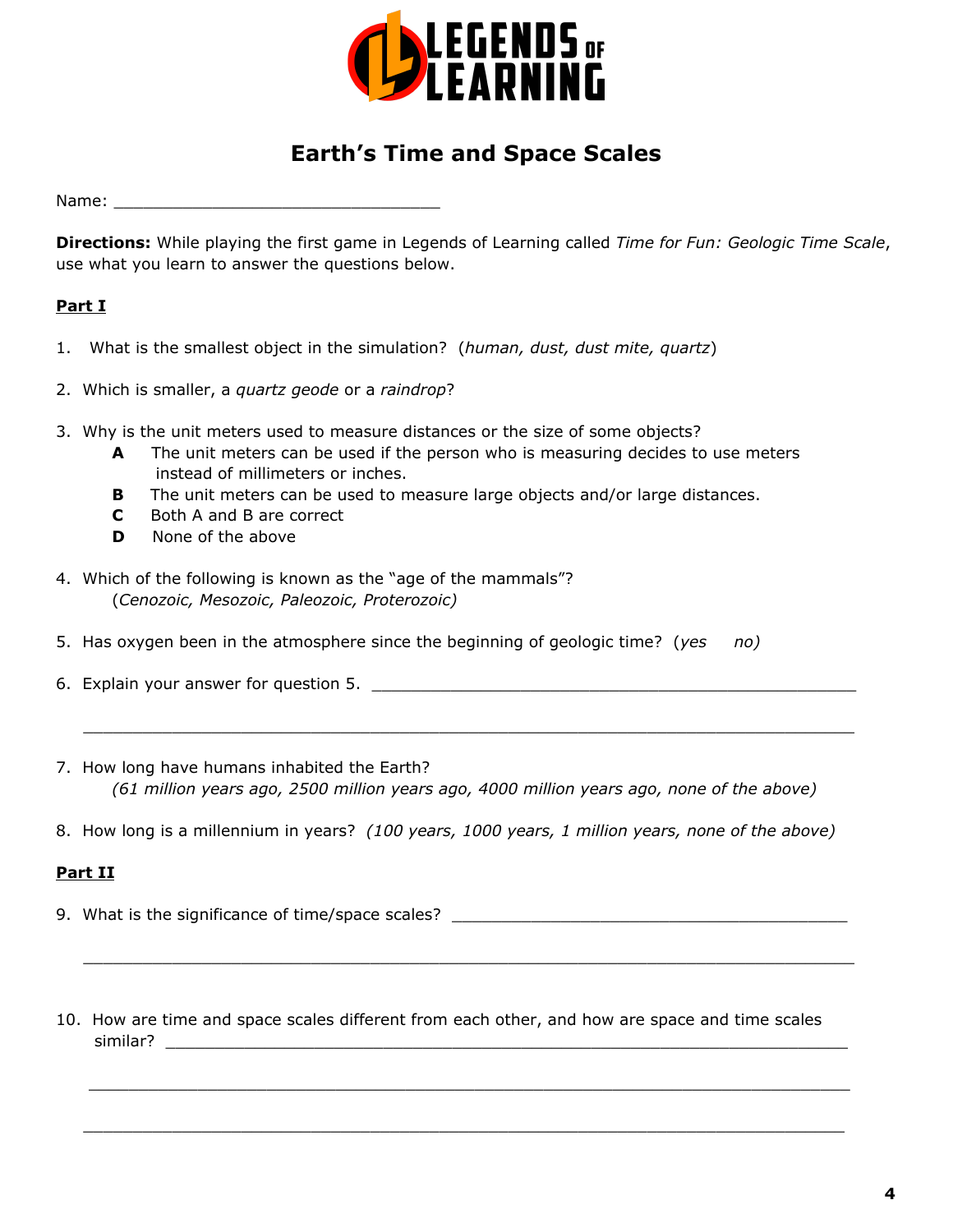# Earth's Time and Space Scales

Name: ________________________________

**Directions:** While playing the first game in Legends of Learning called *Time for Fun: Geologic Time Scale*, use what you learn to answer the questions below.

**Part I**

1. What is the smallest object in the simulation? (*human, dust, dust mite, quartz*)

2. Which is smaller, a *quartz geode* or a *raindrop*?

3. Why is the unit meters used to measure distances or the size of some objects?
   - **A** The unit meters can be used if the person who is measuring decides to use meters instead of millimeters or inches.
   - **B** The unit meters can be used to measure large objects and/or large distances.
   - **C** Both A and B are correct
   - **D** None of the above

4. Which of the following is known as the "age of the mammals"? (*Cenozoic, Mesozoic, Paleozoic, Proterozoic)*

5. Has oxygen been in the atmosphere since the beginning of geologic time? (*yes no)*

6. Explain your answer for question 5. ____________________________________________

   ____________________________________________________________________________

7. How long have humans inhabited the Earth? *(61 million years ago, 2500 million years ago, 4000 million years ago, none of the above)*

8. How long is a millennium in years? *(100 years, 1000 years, 1 million years, none of the above)*

**Part II**

9. What is the significance of time/space scales? ____________________________________

   ____________________________________________________________________________

10. How are time and space scales different from each other, and how are space and time scales similar? ______________________________________________________________

    ____________________________________________________________________________

    ____________________________________________________________________________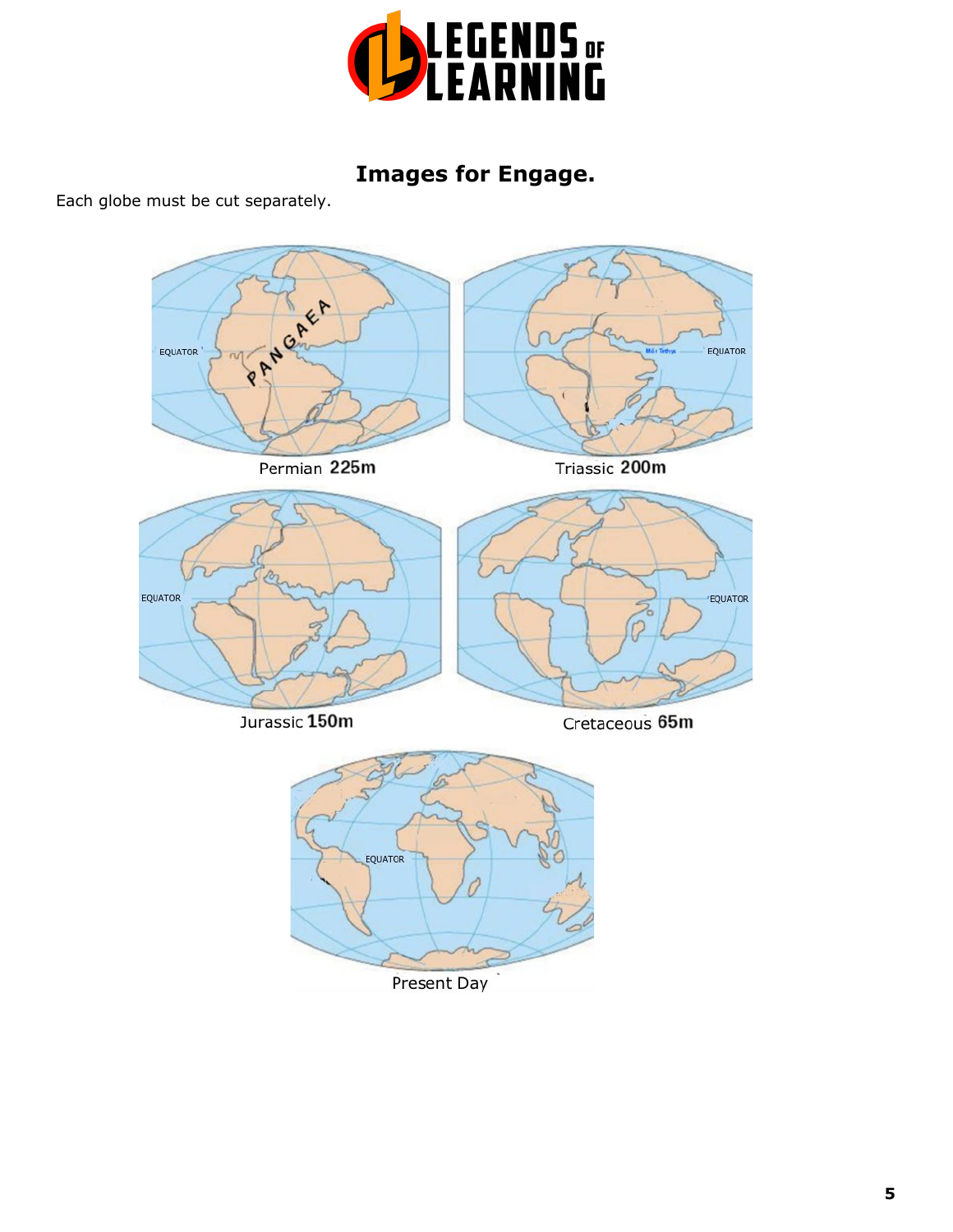# Images for Engage.

Each globe must be cut separately.

EQUATOR

PANGAEA

Permian 225m

EQUATOR

Triassic 200m

EQUATOR

Jurassic 150m

EQUATOR

Cretaceous 65m

EQUATOR

Present Day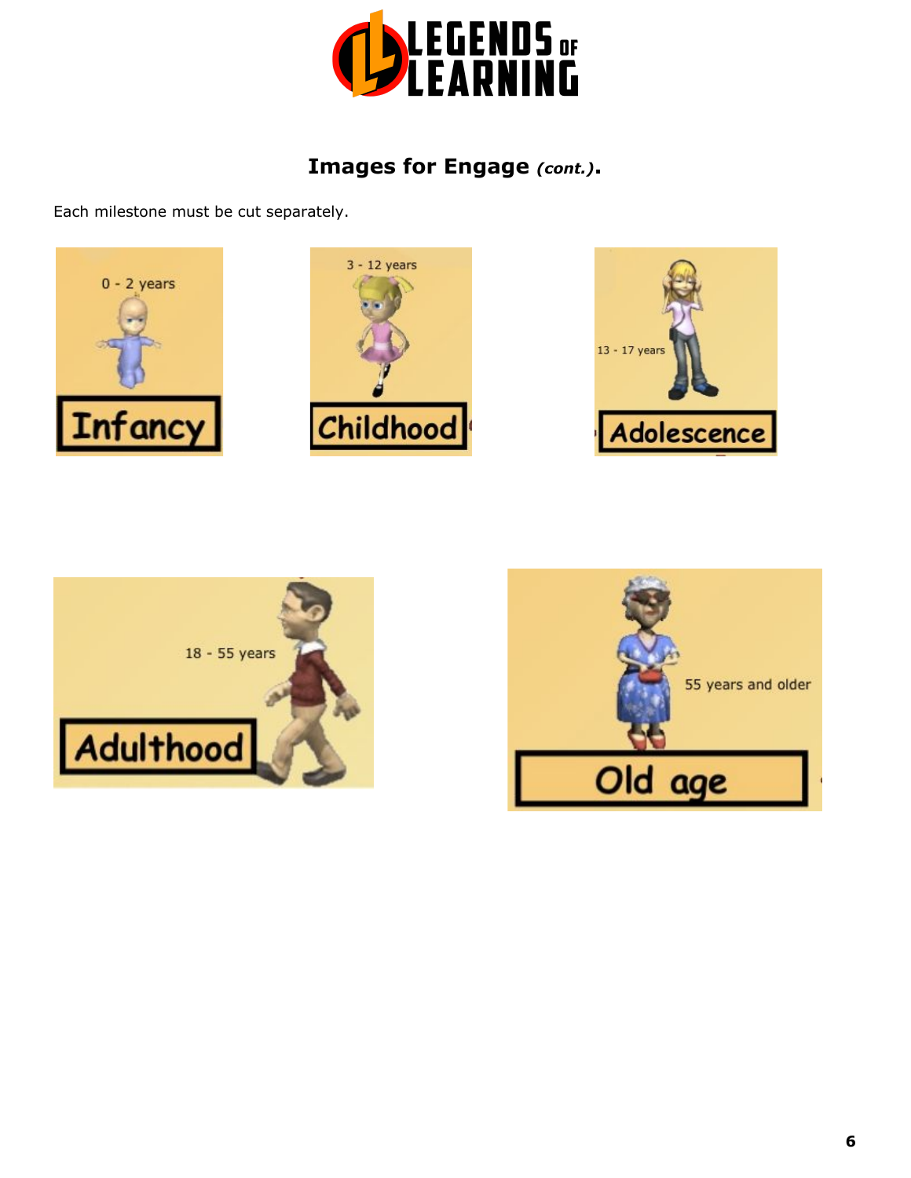## Images for Engage *(cont.)*.

Each milestone must be cut separately.

0 - 2 years

Infancy

3 - 12 years

Childhood

13 - 17 years

Adolescence

18 - 55 years

Adulthood

55 years and older

Old age